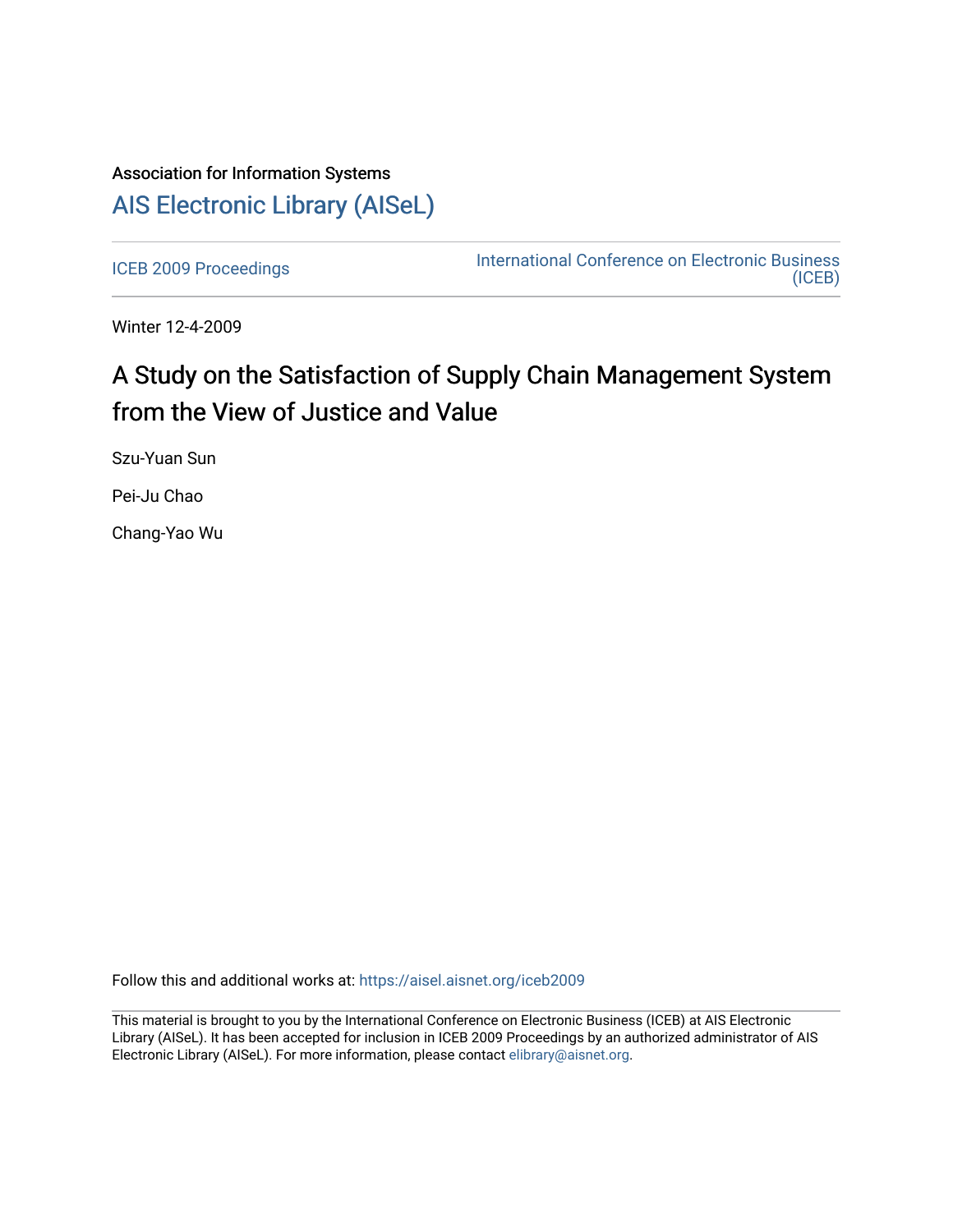Association for Information Systems

# AIS Electronic Library (AISeL)

ICEB 2009 Proceedings

International Conference on Electronic Business (ICEB)

Winter 12-4-2009

## A Study on the Satisfaction of Supply Chain Management System from the View of Justice and Value

Szu-Yuan Sun

Pei-Ju Chao

Chang-Yao Wu

Follow this and additional works at: https://aisel.aisnet.org/iceb2009

This material is brought to you by the International Conference on Electronic Business (ICEB) at AIS Electronic Library (AISeL). It has been accepted for inclusion in ICEB 2009 Proceedings by an authorized administrator of AIS Electronic Library (AISeL). For more information, please contact elibrary@aisnet.org.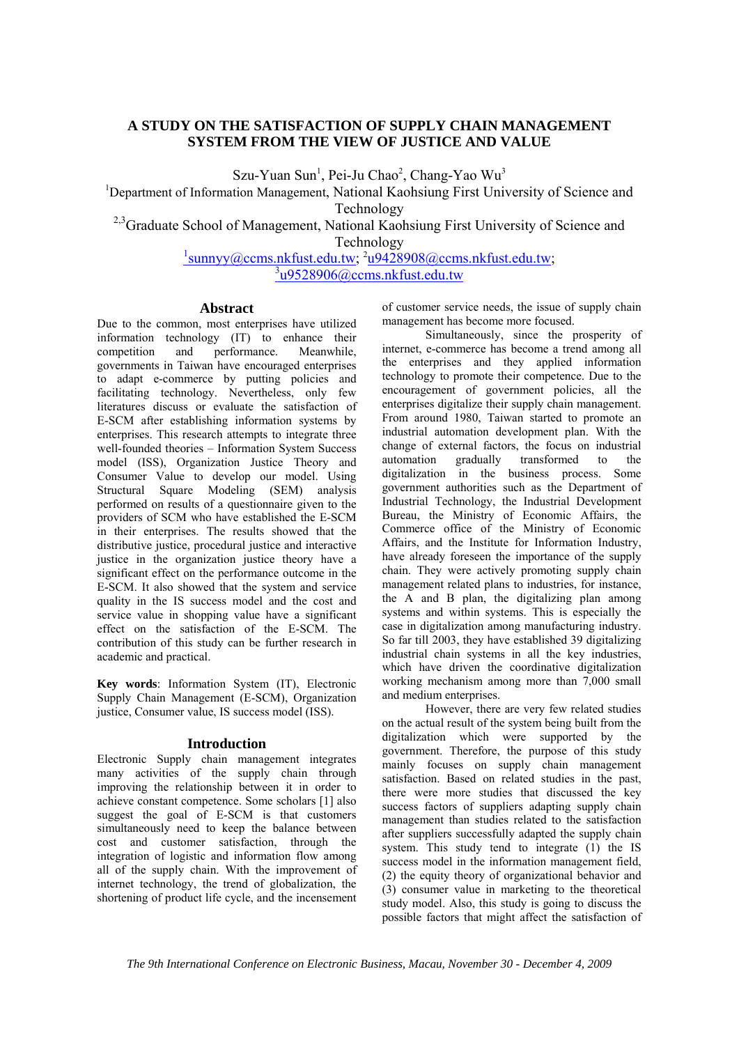# A STUDY ON THE SATISFACTION OF SUPPLY CHAIN MANAGEMENT SYSTEM FROM THE VIEW OF JUSTICE AND VALUE

Szu-Yuan Sun[1], Pei-Ju Chao[2], Chang-Yao Wu[3]

[1]Department of Information Management, National Kaohsiung First University of Science and Technology

[2,3]Graduate School of Management, National Kaohsiung First University of Science and Technology

[1]sunnyy@ccms.nkfust.edu.tw; [2]u9428908@ccms.nkfust.edu.tw; [3]u9528906@ccms.nkfust.edu.tw

## Abstract

Due to the common, most enterprises have utilized information technology (IT) to enhance their competition and performance. Meanwhile, governments in Taiwan have encouraged enterprises to adapt e-commerce by putting policies and facilitating technology. Nevertheless, only few literatures discuss or evaluate the satisfaction of E-SCM after establishing information systems by enterprises. This research attempts to integrate three well-founded theories – Information System Success model (ISS), Organization Justice Theory and Consumer Value to develop our model. Using Structural Square Modeling (SEM) analysis performed on results of a questionnaire given to the providers of SCM who have established the E-SCM in their enterprises. The results showed that the distributive justice, procedural justice and interactive justice in the organization justice theory have a significant effect on the performance outcome in the E-SCM. It also showed that the system and service quality in the IS success model and the cost and service value in shopping value have a significant effect on the satisfaction of the E-SCM. The contribution of this study can be further research in academic and practical.

**Key words**: Information System (IT), Electronic Supply Chain Management (E-SCM), Organization justice, Consumer value, IS success model (ISS).

## Introduction

Electronic Supply chain management integrates many activities of the supply chain through improving the relationship between it in order to achieve constant competence. Some scholars [1] also suggest the goal of E-SCM is that customers simultaneously need to keep the balance between cost and customer satisfaction, through the integration of logistic and information flow among all of the supply chain. With the improvement of internet technology, the trend of globalization, the shortening of product life cycle, and the incensement of customer service needs, the issue of supply chain management has become more focused.

Simultaneously, since the prosperity of internet, e-commerce has become a trend among all the enterprises and they applied information technology to promote their competence. Due to the encouragement of government policies, all the enterprises digitalize their supply chain management. From around 1980, Taiwan started to promote an industrial automation development plan. With the change of external factors, the focus on industrial automation gradually transformed to the digitalization in the business process. Some government authorities such as the Department of Industrial Technology, the Industrial Development Bureau, the Ministry of Economic Affairs, the Commerce office of the Ministry of Economic Affairs, and the Institute for Information Industry, have already foreseen the importance of the supply chain. They were actively promoting supply chain management related plans to industries, for instance, the A and B plan, the digitalizing plan among systems and within systems. This is especially the case in digitalization among manufacturing industry. So far till 2003, they have established 39 digitalizing industrial chain systems in all the key industries, which have driven the coordinative digitalization working mechanism among more than 7,000 small and medium enterprises.

However, there are very few related studies on the actual result of the system being built from the digitalization which were supported by the government. Therefore, the purpose of this study mainly focuses on supply chain management satisfaction. Based on related studies in the past, there were more studies that discussed the key success factors of suppliers adapting supply chain management than studies related to the satisfaction after suppliers successfully adapted the supply chain system. This study tend to integrate (1) the IS success model in the information management field, (2) the equity theory of organizational behavior and (3) consumer value in marketing to the theoretical study model. Also, this study is going to discuss the possible factors that might affect the satisfaction of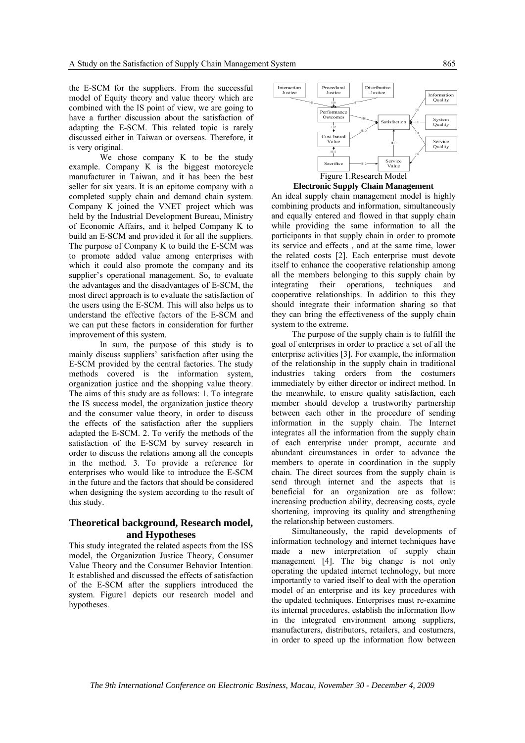the E-SCM for the suppliers. From the successful model of Equity theory and value theory which are combined with the IS point of view, we are going to have a further discussion about the satisfaction of adapting the E-SCM. This related topic is rarely discussed either in Taiwan or overseas. Therefore, it is very original.

We chose company K to be the study example. Company K is the biggest motorcycle manufacturer in Taiwan, and it has been the best seller for six years. It is an epitome company with a completed supply chain and demand chain system. Company K joined the VNET project which was held by the Industrial Development Bureau, Ministry of Economic Affairs, and it helped Company K to build an E-SCM and provided it for all the suppliers. The purpose of Company K to build the E-SCM was to promote added value among enterprises with which it could also promote the company and its supplier's operational management. So, to evaluate the advantages and the disadvantages of E-SCM, the most direct approach is to evaluate the satisfaction of the users using the E-SCM. This will also helps us to understand the effective factors of the E-SCM and we can put these factors in consideration for further improvement of this system.

In sum, the purpose of this study is to mainly discuss suppliers' satisfaction after using the E-SCM provided by the central factories. The study methods covered is the information system, organization justice and the shopping value theory. The aims of this study are as follows: 1. To integrate the IS success model, the organization justice theory and the consumer value theory, in order to discuss the effects of the satisfaction after the suppliers adapted the E-SCM. 2. To verify the methods of the satisfaction of the E-SCM by survey research in order to discuss the relations among all the concepts in the method. 3. To provide a reference for enterprises who would like to introduce the E-SCM in the future and the factors that should be considered when designing the system according to the result of this study.

## Theoretical background, Research model, and Hypotheses

This study integrated the related aspects from the ISS model, the Organization Justice Theory, Consumer Value Theory and the Consumer Behavior Intention. It established and discussed the effects of satisfaction of the E-SCM after the suppliers introduced the system. Figure1 depicts our research model and hypotheses.

Interaction Justice
Procedural Justice
Distributive Justice
Information Quality
Performance Outcomes
Satisfaction
System Quality
Service Quality
Cost-based Value
Sacrifice
Service Value
H1 H2 H3 H4 H5 H6 H7 H8 H9 H10 H11 H12 H13

Figure 1.Research Model

### Electronic Supply Chain Management

An ideal supply chain management model is highly combining products and information, simultaneously and equally entered and flowed in that supply chain while providing the same information to all the participants in that supply chain in order to promote its service and effects , and at the same time, lower the related costs [2]. Each enterprise must devote itself to enhance the cooperative relationship among all the members belonging to this supply chain by integrating their operations, techniques and cooperative relationships. In addition to this they should integrate their information sharing so that they can bring the effectiveness of the supply chain system to the extreme.

The purpose of the supply chain is to fulfill the goal of enterprises in order to practice a set of all the enterprise activities [3]. For example, the information of the relationship in the supply chain in traditional industries taking orders from the costumers immediately by either director or indirect method. In the meanwhile, to ensure quality satisfaction, each member should develop a trustworthy partnership between each other in the procedure of sending information in the supply chain. The Internet integrates all the information from the supply chain of each enterprise under prompt, accurate and abundant circumstances in order to advance the members to operate in coordination in the supply chain. The direct sources from the supply chain is send through internet and the aspects that is beneficial for an organization are as follow: increasing production ability, decreasing costs, cycle shortening, improving its quality and strengthening the relationship between customers.

Simultaneously, the rapid developments of information technology and internet techniques have made a new interpretation of supply chain management [4]. The big change is not only operating the updated internet technology, but more importantly to varied itself to deal with the operation model of an enterprise and its key procedures with the updated techniques. Enterprises must re-examine its internal procedures, establish the information flow in the integrated environment among suppliers, manufacturers, distributors, retailers, and costumers, in order to speed up the information flow between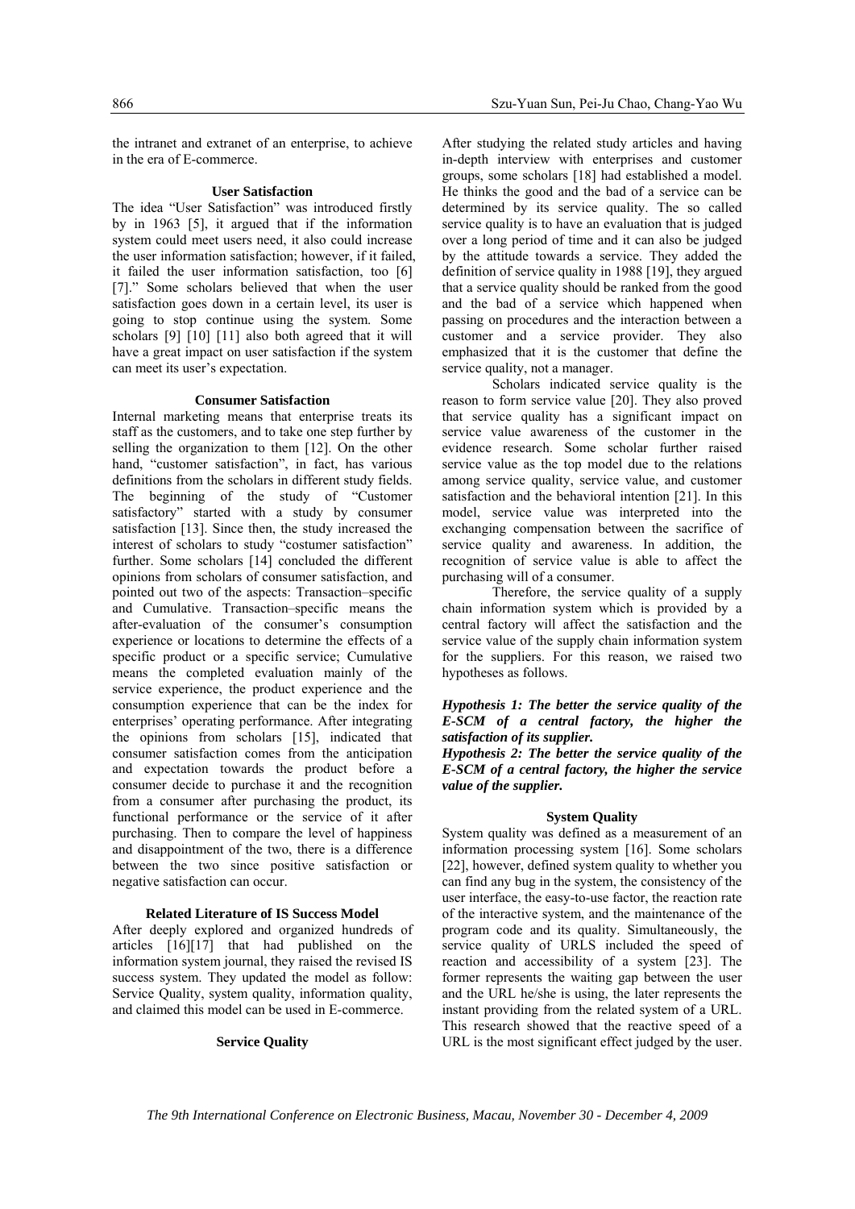the intranet and extranet of an enterprise, to achieve in the era of E-commerce.

### User Satisfaction

The idea "User Satisfaction" was introduced firstly by in 1963 [5], it argued that if the information system could meet users need, it also could increase the user information satisfaction; however, if it failed, it failed the user information satisfaction, too [6] [7]." Some scholars believed that when the user satisfaction goes down in a certain level, its user is going to stop continue using the system. Some scholars [9] [10] [11] also both agreed that it will have a great impact on user satisfaction if the system can meet its user's expectation.

### Consumer Satisfaction

Internal marketing means that enterprise treats its staff as the customers, and to take one step further by selling the organization to them [12]. On the other hand, "customer satisfaction", in fact, has various definitions from the scholars in different study fields. The beginning of the study of "Customer satisfactory" started with a study by consumer satisfaction [13]. Since then, the study increased the interest of scholars to study "costumer satisfaction" further. Some scholars [14] concluded the different opinions from scholars of consumer satisfaction, and pointed out two of the aspects: Transaction–specific and Cumulative. Transaction–specific means the after-evaluation of the consumer's consumption experience or locations to determine the effects of a specific product or a specific service; Cumulative means the completed evaluation mainly of the service experience, the product experience and the consumption experience that can be the index for enterprises' operating performance. After integrating the opinions from scholars [15], indicated that consumer satisfaction comes from the anticipation and expectation towards the product before a consumer decide to purchase it and the recognition from a consumer after purchasing the product, its functional performance or the service of it after purchasing. Then to compare the level of happiness and disappointment of the two, there is a difference between the two since positive satisfaction or negative satisfaction can occur.

### Related Literature of IS Success Model

After deeply explored and organized hundreds of articles [16][17] that had published on the information system journal, they raised the revised IS success system. They updated the model as follow: Service Quality, system quality, information quality, and claimed this model can be used in E-commerce.

### Service Quality

After studying the related study articles and having in-depth interview with enterprises and customer groups, some scholars [18] had established a model. He thinks the good and the bad of a service can be determined by its service quality. The so called service quality is to have an evaluation that is judged over a long period of time and it can also be judged by the attitude towards a service. They added the definition of service quality in 1988 [19], they argued that a service quality should be ranked from the good and the bad of a service which happened when passing on procedures and the interaction between a customer and a service provider. They also emphasized that it is the customer that define the service quality, not a manager.

Scholars indicated service quality is the reason to form service value [20]. They also proved that service quality has a significant impact on service value awareness of the customer in the evidence research. Some scholar further raised service value as the top model due to the relations among service quality, service value, and customer satisfaction and the behavioral intention [21]. In this model, service value was interpreted into the exchanging compensation between the sacrifice of service quality and awareness. In addition, the recognition of service value is able to affect the purchasing will of a consumer.

Therefore, the service quality of a supply chain information system which is provided by a central factory will affect the satisfaction and the service value of the supply chain information system for the suppliers. For this reason, we raised two hypotheses as follows.

***Hypothesis 1: The better the service quality of the E-SCM of a central factory, the higher the satisfaction of its supplier.***

***Hypothesis 2: The better the service quality of the E-SCM of a central factory, the higher the service value of the supplier.***

### System Quality

System quality was defined as a measurement of an information processing system [16]. Some scholars [22], however, defined system quality to whether you can find any bug in the system, the consistency of the user interface, the easy-to-use factor, the reaction rate of the interactive system, and the maintenance of the program code and its quality. Simultaneously, the service quality of URLS included the speed of reaction and accessibility of a system [23]. The former represents the waiting gap between the user and the URL he/she is using, the later represents the instant providing from the related system of a URL. This research showed that the reactive speed of a URL is the most significant effect judged by the user.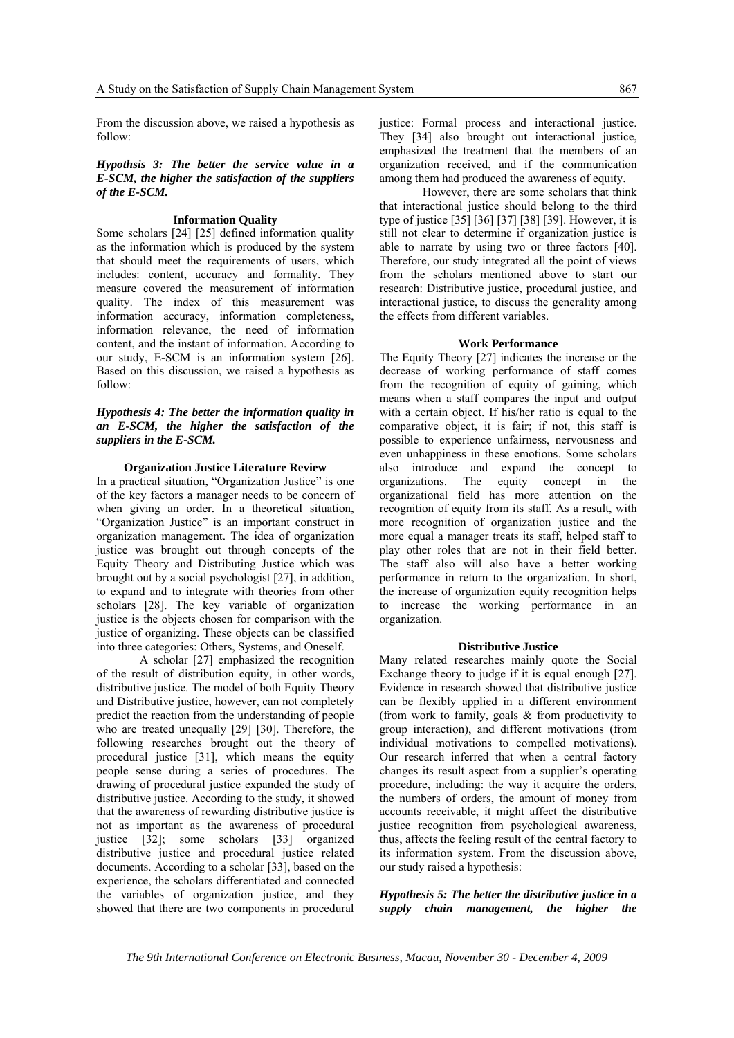From the discussion above, we raised a hypothesis as follow:

***Hypothsis 3: The better the service value in a E-SCM, the higher the satisfaction of the suppliers of the E-SCM.***

### Information Quality

Some scholars [24] [25] defined information quality as the information which is produced by the system that should meet the requirements of users, which includes: content, accuracy and formality. They measure covered the measurement of information quality. The index of this measurement was information accuracy, information completeness, information relevance, the need of information content, and the instant of information. According to our study, E-SCM is an information system [26]. Based on this discussion, we raised a hypothesis as follow:

***Hypothesis 4: The better the information quality in an E-SCM, the higher the satisfaction of the suppliers in the E-SCM.***

### Organization Justice Literature Review

In a practical situation, "Organization Justice" is one of the key factors a manager needs to be concern of when giving an order. In a theoretical situation, "Organization Justice" is an important construct in organization management. The idea of organization justice was brought out through concepts of the Equity Theory and Distributing Justice which was brought out by a social psychologist [27], in addition, to expand and to integrate with theories from other scholars [28]. The key variable of organization justice is the objects chosen for comparison with the justice of organizing. These objects can be classified into three categories: Others, Systems, and Oneself.

A scholar [27] emphasized the recognition of the result of distribution equity, in other words, distributive justice. The model of both Equity Theory and Distributive justice, however, can not completely predict the reaction from the understanding of people who are treated unequally [29] [30]. Therefore, the following researches brought out the theory of procedural justice [31], which means the equity people sense during a series of procedures. The drawing of procedural justice expanded the study of distributive justice. According to the study, it showed that the awareness of rewarding distributive justice is not as important as the awareness of procedural justice [32]; some scholars [33] organized distributive justice and procedural justice related documents. According to a scholar [33], based on the experience, the scholars differentiated and connected the variables of organization justice, and they showed that there are two components in procedural justice: Formal process and interactional justice. They [34] also brought out interactional justice, emphasized the treatment that the members of an organization received, and if the communication among them had produced the awareness of equity.

However, there are some scholars that think that interactional justice should belong to the third type of justice [35] [36] [37] [38] [39]. However, it is still not clear to determine if organization justice is able to narrate by using two or three factors [40]. Therefore, our study integrated all the point of views from the scholars mentioned above to start our research: Distributive justice, procedural justice, and interactional justice, to discuss the generality among the effects from different variables.

### Work Performance

The Equity Theory [27] indicates the increase or the decrease of working performance of staff comes from the recognition of equity of gaining, which means when a staff compares the input and output with a certain object. If his/her ratio is equal to the comparative object, it is fair; if not, this staff is possible to experience unfairness, nervousness and even unhappiness in these emotions. Some scholars also introduce and expand the concept to organizations. The equity concept in the organizational field has more attention on the recognition of equity from its staff. As a result, with more recognition of organization justice and the more equal a manager treats its staff, helped staff to play other roles that are not in their field better. The staff also will also have a better working performance in return to the organization. In short, the increase of organization equity recognition helps to increase the working performance in an organization.

### Distributive Justice

Many related researches mainly quote the Social Exchange theory to judge if it is equal enough [27]. Evidence in research showed that distributive justice can be flexibly applied in a different environment (from work to family, goals & from productivity to group interaction), and different motivations (from individual motivations to compelled motivations). Our research inferred that when a central factory changes its result aspect from a supplier's operating procedure, including: the way it acquire the orders, the numbers of orders, the amount of money from accounts receivable, it might affect the distributive justice recognition from psychological awareness, thus, affects the feeling result of the central factory to its information system. From the discussion above, our study raised a hypothesis:

***Hypothesis 5: The better the distributive justice in a supply chain management, the higher the***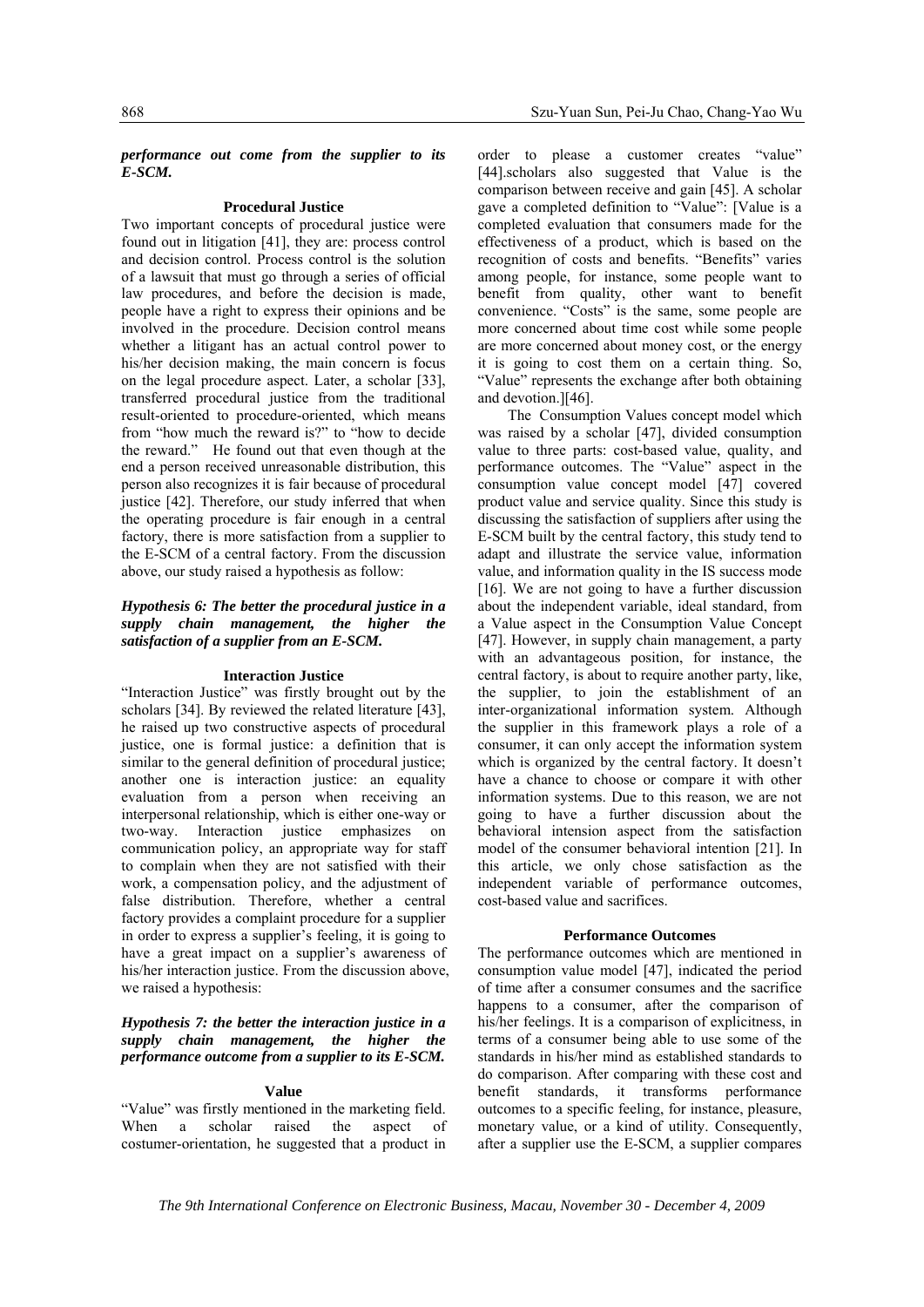***performance out come from the supplier to its E-SCM.***

### Procedural Justice

Two important concepts of procedural justice were found out in litigation [41], they are: process control and decision control. Process control is the solution of a lawsuit that must go through a series of official law procedures, and before the decision is made, people have a right to express their opinions and be involved in the procedure. Decision control means whether a litigant has an actual control power to his/her decision making, the main concern is focus on the legal procedure aspect. Later, a scholar [33], transferred procedural justice from the traditional result-oriented to procedure-oriented, which means from "how much the reward is?" to "how to decide the reward." He found out that even though at the end a person received unreasonable distribution, this person also recognizes it is fair because of procedural justice [42]. Therefore, our study inferred that when the operating procedure is fair enough in a central factory, there is more satisfaction from a supplier to the E-SCM of a central factory. From the discussion above, our study raised a hypothesis as follow:

***Hypothesis 6: The better the procedural justice in a supply chain management, the higher the satisfaction of a supplier from an E-SCM.***

### Interaction Justice

"Interaction Justice" was firstly brought out by the scholars [34]. By reviewed the related literature [43], he raised up two constructive aspects of procedural justice, one is formal justice: a definition that is similar to the general definition of procedural justice; another one is interaction justice: an equality evaluation from a person when receiving an interpersonal relationship, which is either one-way or two-way. Interaction justice emphasizes on communication policy, an appropriate way for staff to complain when they are not satisfied with their work, a compensation policy, and the adjustment of false distribution. Therefore, whether a central factory provides a complaint procedure for a supplier in order to express a supplier's feeling, it is going to have a great impact on a supplier's awareness of his/her interaction justice. From the discussion above, we raised a hypothesis:

***Hypothesis 7: the better the interaction justice in a supply chain management, the higher the performance outcome from a supplier to its E-SCM.***

### Value

"Value" was firstly mentioned in the marketing field. When a scholar raised the aspect of costumer-orientation, he suggested that a product in order to please a customer creates "value" [44].scholars also suggested that Value is the comparison between receive and gain [45]. A scholar gave a completed definition to "Value": [Value is a completed evaluation that consumers made for the effectiveness of a product, which is based on the recognition of costs and benefits. "Benefits" varies among people, for instance, some people want to benefit from quality, other want to benefit convenience. "Costs" is the same, some people are more concerned about time cost while some people are more concerned about money cost, or the energy it is going to cost them on a certain thing. So, "Value" represents the exchange after both obtaining and devotion.][46].

The Consumption Values concept model which was raised by a scholar [47], divided consumption value to three parts: cost-based value, quality, and performance outcomes. The "Value" aspect in the consumption value concept model [47] covered product value and service quality. Since this study is discussing the satisfaction of suppliers after using the E-SCM built by the central factory, this study tend to adapt and illustrate the service value, information value, and information quality in the IS success mode [16]. We are not going to have a further discussion about the independent variable, ideal standard, from a Value aspect in the Consumption Value Concept [47]. However, in supply chain management, a party with an advantageous position, for instance, the central factory, is about to require another party, like, the supplier, to join the establishment of an inter-organizational information system. Although the supplier in this framework plays a role of a consumer, it can only accept the information system which is organized by the central factory. It doesn't have a chance to choose or compare it with other information systems. Due to this reason, we are not going to have a further discussion about the behavioral intension aspect from the satisfaction model of the consumer behavioral intention [21]. In this article, we only chose satisfaction as the independent variable of performance outcomes, cost-based value and sacrifices.

### Performance Outcomes

The performance outcomes which are mentioned in consumption value model [47], indicated the period of time after a consumer consumes and the sacrifice happens to a consumer, after the comparison of his/her feelings. It is a comparison of explicitness, in terms of a consumer being able to use some of the standards in his/her mind as established standards to do comparison. After comparing with these cost and benefit standards, it transforms performance outcomes to a specific feeling, for instance, pleasure, monetary value, or a kind of utility. Consequently, after a supplier use the E-SCM, a supplier compares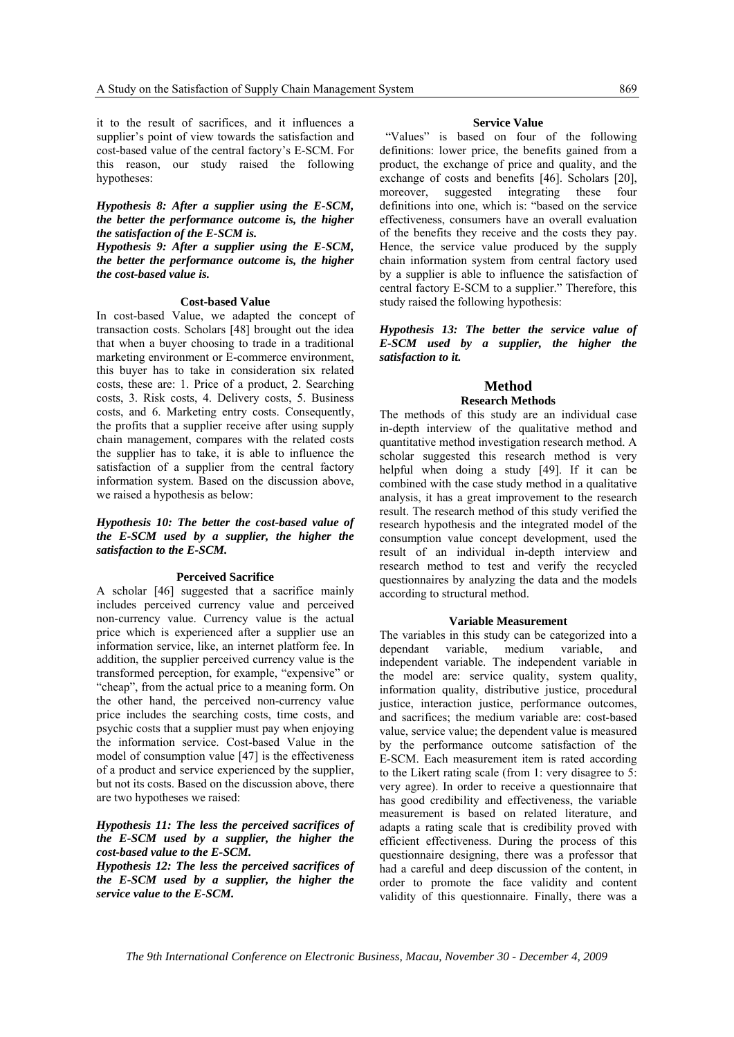it to the result of sacrifices, and it influences a supplier's point of view towards the satisfaction and cost-based value of the central factory's E-SCM. For this reason, our study raised the following hypotheses:

***Hypothesis 8: After a supplier using the E-SCM, the better the performance outcome is, the higher the satisfaction of the E-SCM is.***

***Hypothesis 9: After a supplier using the E-SCM, the better the performance outcome is, the higher the cost-based value is.***

### Cost-based Value

In cost-based Value, we adapted the concept of transaction costs. Scholars [48] brought out the idea that when a buyer choosing to trade in a traditional marketing environment or E-commerce environment, this buyer has to take in consideration six related costs, these are: 1. Price of a product, 2. Searching costs, 3. Risk costs, 4. Delivery costs, 5. Business costs, and 6. Marketing entry costs. Consequently, the profits that a supplier receive after using supply chain management, compares with the related costs the supplier has to take, it is able to influence the satisfaction of a supplier from the central factory information system. Based on the discussion above, we raised a hypothesis as below:

***Hypothesis 10: The better the cost-based value of the E-SCM used by a supplier, the higher the satisfaction to the E-SCM.***

### Perceived Sacrifice

A scholar [46] suggested that a sacrifice mainly includes perceived currency value and perceived non-currency value. Currency value is the actual price which is experienced after a supplier use an information service, like, an internet platform fee. In addition, the supplier perceived currency value is the transformed perception, for example, "expensive" or "cheap", from the actual price to a meaning form. On the other hand, the perceived non-currency value price includes the searching costs, time costs, and psychic costs that a supplier must pay when enjoying the information service. Cost-based Value in the model of consumption value [47] is the effectiveness of a product and service experienced by the supplier, but not its costs. Based on the discussion above, there are two hypotheses we raised:

***Hypothesis 11: The less the perceived sacrifices of the E-SCM used by a supplier, the higher the cost-based value to the E-SCM.***

***Hypothesis 12: The less the perceived sacrifices of the E-SCM used by a supplier, the higher the service value to the E-SCM.***

### Service Value

"Values" is based on four of the following definitions: lower price, the benefits gained from a product, the exchange of price and quality, and the exchange of costs and benefits [46]. Scholars [20], moreover, suggested integrating these four definitions into one, which is: "based on the service effectiveness, consumers have an overall evaluation of the benefits they receive and the costs they pay. Hence, the service value produced by the supply chain information system from central factory used by a supplier is able to influence the satisfaction of central factory E-SCM to a supplier." Therefore, this study raised the following hypothesis:

***Hypothesis 13: The better the service value of E-SCM used by a supplier, the higher the satisfaction to it.***

## Method

### Research Methods

The methods of this study are an individual case in-depth interview of the qualitative method and quantitative method investigation research method. A scholar suggested this research method is very helpful when doing a study [49]. If it can be combined with the case study method in a qualitative analysis, it has a great improvement to the research result. The research method of this study verified the research hypothesis and the integrated model of the consumption value concept development, used the result of an individual in-depth interview and research method to test and verify the recycled questionnaires by analyzing the data and the models according to structural method.

### Variable Measurement

The variables in this study can be categorized into a dependant variable, medium variable, and independent variable. The independent variable in the model are: service quality, system quality, information quality, distributive justice, procedural justice, interaction justice, performance outcomes, and sacrifices; the medium variable are: cost-based value, service value; the dependent value is measured by the performance outcome satisfaction of the E-SCM. Each measurement item is rated according to the Likert rating scale (from 1: very disagree to 5: very agree). In order to receive a questionnaire that has good credibility and effectiveness, the variable measurement is based on related literature, and adapts a rating scale that is credibility proved with efficient effectiveness. During the process of this questionnaire designing, there was a professor that had a careful and deep discussion of the content, in order to promote the face validity and content validity of this questionnaire. Finally, there was a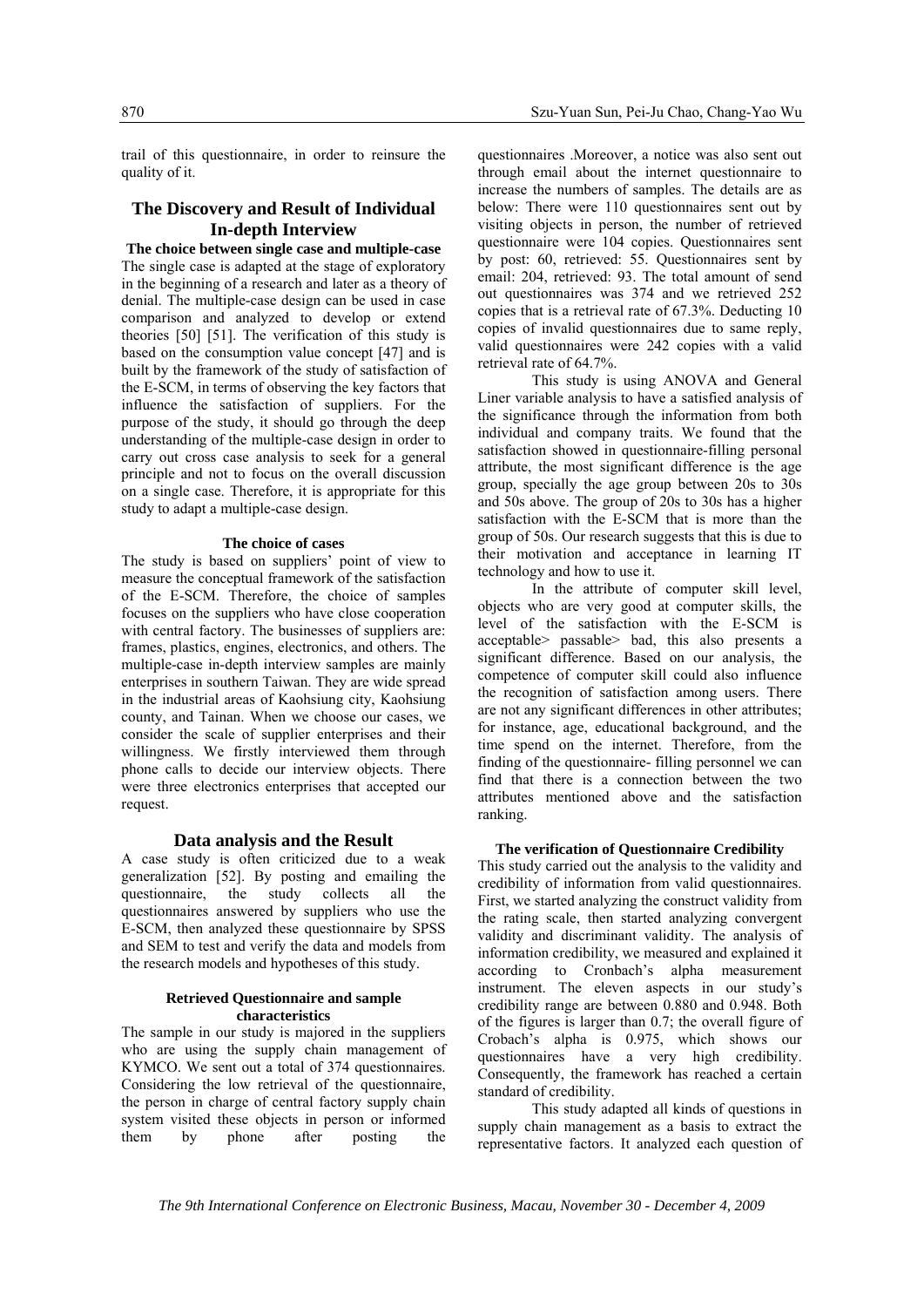trail of this questionnaire, in order to reinsure the quality of it.

## The Discovery and Result of Individual In-depth Interview

### The choice between single case and multiple-case

The single case is adapted at the stage of exploratory in the beginning of a research and later as a theory of denial. The multiple-case design can be used in case comparison and analyzed to develop or extend theories [50] [51]. The verification of this study is based on the consumption value concept [47] and is built by the framework of the study of satisfaction of the E-SCM, in terms of observing the key factors that influence the satisfaction of suppliers. For the purpose of the study, it should go through the deep understanding of the multiple-case design in order to carry out cross case analysis to seek for a general principle and not to focus on the overall discussion on a single case. Therefore, it is appropriate for this study to adapt a multiple-case design.

### The choice of cases

The study is based on suppliers' point of view to measure the conceptual framework of the satisfaction of the E-SCM. Therefore, the choice of samples focuses on the suppliers who have close cooperation with central factory. The businesses of suppliers are: frames, plastics, engines, electronics, and others. The multiple-case in-depth interview samples are mainly enterprises in southern Taiwan. They are wide spread in the industrial areas of Kaohsiung city, Kaohsiung county, and Tainan. When we choose our cases, we consider the scale of supplier enterprises and their willingness. We firstly interviewed them through phone calls to decide our interview objects. There were three electronics enterprises that accepted our request.

## Data analysis and the Result

A case study is often criticized due to a weak generalization [52]. By posting and emailing the questionnaire, the study collects all the questionnaires answered by suppliers who use the E-SCM, then analyzed these questionnaire by SPSS and SEM to test and verify the data and models from the research models and hypotheses of this study.

### Retrieved Questionnaire and sample characteristics

The sample in our study is majored in the suppliers who are using the supply chain management of KYMCO. We sent out a total of 374 questionnaires. Considering the low retrieval of the questionnaire, the person in charge of central factory supply chain system visited these objects in person or informed them by phone after posting the questionnaires .Moreover, a notice was also sent out through email about the internet questionnaire to increase the numbers of samples. The details are as below: There were 110 questionnaires sent out by visiting objects in person, the number of retrieved questionnaire were 104 copies. Questionnaires sent by post: 60, retrieved: 55. Questionnaires sent by email: 204, retrieved: 93. The total amount of send out questionnaires was 374 and we retrieved 252 copies that is a retrieval rate of 67.3%. Deducting 10 copies of invalid questionnaires due to same reply, valid questionnaires were 242 copies with a valid retrieval rate of 64.7%.

This study is using ANOVA and General Liner variable analysis to have a satisfied analysis of the significance through the information from both individual and company traits. We found that the satisfaction showed in questionnaire-filling personal attribute, the most significant difference is the age group, specially the age group between 20s to 30s and 50s above. The group of 20s to 30s has a higher satisfaction with the E-SCM that is more than the group of 50s. Our research suggests that this is due to their motivation and acceptance in learning IT technology and how to use it.

In the attribute of computer skill level, objects who are very good at computer skills, the level of the satisfaction with the E-SCM is acceptable> passable> bad, this also presents a significant difference. Based on our analysis, the competence of computer skill could also influence the recognition of satisfaction among users. There are not any significant differences in other attributes; for instance, age, educational background, and the time spend on the internet. Therefore, from the finding of the questionnaire- filling personnel we can find that there is a connection between the two attributes mentioned above and the satisfaction ranking.

### The verification of Questionnaire Credibility

This study carried out the analysis to the validity and credibility of information from valid questionnaires. First, we started analyzing the construct validity from the rating scale, then started analyzing convergent validity and discriminant validity. The analysis of information credibility, we measured and explained it according to Cronbach's alpha measurement instrument. The eleven aspects in our study's credibility range are between 0.880 and 0.948. Both of the figures is larger than 0.7; the overall figure of Crobach's alpha is 0.975, which shows our questionnaires have a very high credibility. Consequently, the framework has reached a certain standard of credibility.

This study adapted all kinds of questions in supply chain management as a basis to extract the representative factors. It analyzed each question of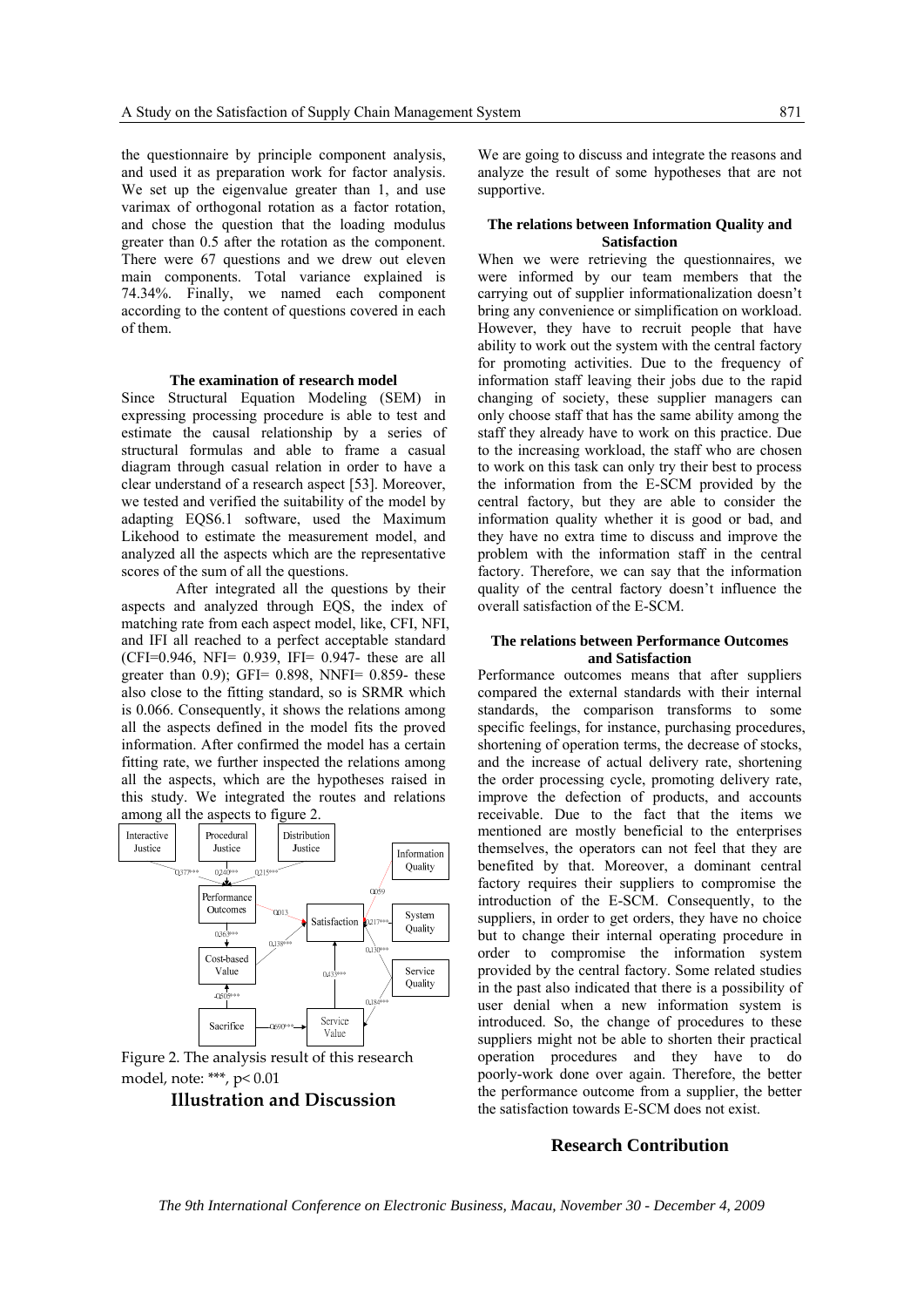the questionnaire by principle component analysis, and used it as preparation work for factor analysis. We set up the eigenvalue greater than 1, and use varimax of orthogonal rotation as a factor rotation, and chose the question that the loading modulus greater than 0.5 after the rotation as the component. There were 67 questions and we drew out eleven main components. Total variance explained is 74.34%. Finally, we named each component according to the content of questions covered in each of them.

### The examination of research model

Since Structural Equation Modeling (SEM) in expressing processing procedure is able to test and estimate the causal relationship by a series of structural formulas and able to frame a casual diagram through casual relation in order to have a clear understand of a research aspect [53]. Moreover, we tested and verified the suitability of the model by adapting EQS6.1 software, used the Maximum Likehood to estimate the measurement model, and analyzed all the aspects which are the representative scores of the sum of all the questions.

After integrated all the questions by their aspects and analyzed through EQS, the index of matching rate from each aspect model, like, CFI, NFI, and IFI all reached to a perfect acceptable standard (CFI=0.946, NFI= 0.939, IFI= 0.947- these are all greater than 0.9); GFI= 0.898, NNFI= 0.859- these also close to the fitting standard, so is SRMR which is 0.066. Consequently, it shows the relations among all the aspects defined in the model fits the proved information. After confirmed the model has a certain fitting rate, we further inspected the relations among all the aspects, which are the hypotheses raised in this study. We integrated the routes and relations among all the aspects to figure 2.

Interactive Justice
Procedural Justice
Distribution Justice
Information Quality
Performance Outcomes
Satisfaction
System Quality
Cost-based Value
Service Quality
Sacrifice
Service Value
0.377***
0.240***
0.215***
0.059
0.013
0.217***
0.363***
0.138***
0.130***
0.433***
0.505***
0.184***
0.690***

Figure 2. The analysis result of this research model, note: ***, $p < 0.01$

## Illustration and Discussion

We are going to discuss and integrate the reasons and analyze the result of some hypotheses that are not supportive.

### The relations between Information Quality and Satisfaction

When we were retrieving the questionnaires, we were informed by our team members that the carrying out of supplier informationalization doesn't bring any convenience or simplification on workload. However, they have to recruit people that have ability to work out the system with the central factory for promoting activities. Due to the frequency of information staff leaving their jobs due to the rapid changing of society, these supplier managers can only choose staff that has the same ability among the staff they already have to work on this practice. Due to the increasing workload, the staff who are chosen to work on this task can only try their best to process the information from the E-SCM provided by the central factory, but they are able to consider the information quality whether it is good or bad, and they have no extra time to discuss and improve the problem with the information staff in the central factory. Therefore, we can say that the information quality of the central factory doesn't influence the overall satisfaction of the E-SCM.

### The relations between Performance Outcomes and Satisfaction

Performance outcomes means that after suppliers compared the external standards with their internal standards, the comparison transforms to some specific feelings, for instance, purchasing procedures, shortening of operation terms, the decrease of stocks, and the increase of actual delivery rate, shortening the order processing cycle, promoting delivery rate, improve the defection of products, and accounts receivable. Due to the fact that the items we mentioned are mostly beneficial to the enterprises themselves, the operators can not feel that they are benefited by that. Moreover, a dominant central factory requires their suppliers to compromise the introduction of the E-SCM. Consequently, to the suppliers, in order to get orders, they have no choice but to change their internal operating procedure in order to compromise the information system provided by the central factory. Some related studies in the past also indicated that there is a possibility of user denial when a new information system is introduced. So, the change of procedures to these suppliers might not be able to shorten their practical operation procedures and they have to do poorly-work done over again. Therefore, the better the performance outcome from a supplier, the better the satisfaction towards E-SCM does not exist.

## Research Contribution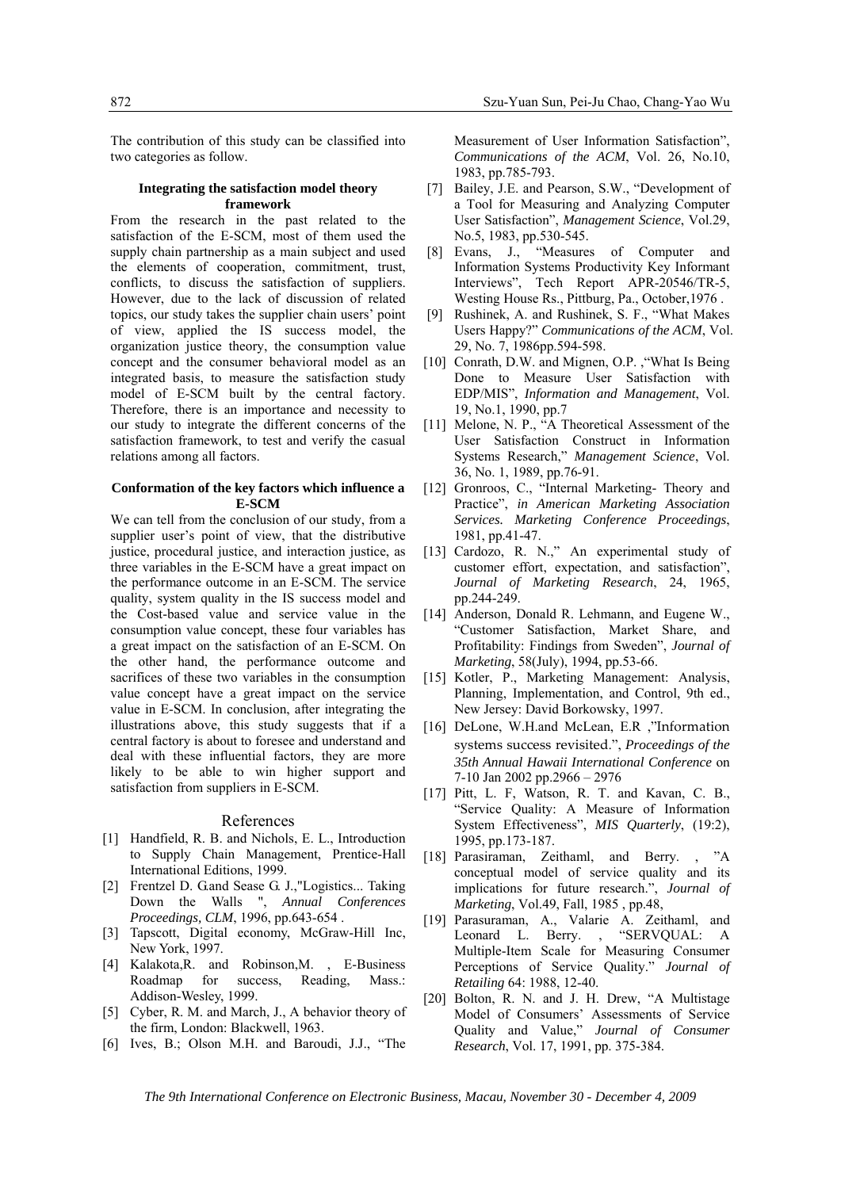The contribution of this study can be classified into two categories as follow.

### Integrating the satisfaction model theory framework

From the research in the past related to the satisfaction of the E-SCM, most of them used the supply chain partnership as a main subject and used the elements of cooperation, commitment, trust, conflicts, to discuss the satisfaction of suppliers. However, due to the lack of discussion of related topics, our study takes the supplier chain users' point of view, applied the IS success model, the organization justice theory, the consumption value concept and the consumer behavioral model as an integrated basis, to measure the satisfaction study model of E-SCM built by the central factory. Therefore, there is an importance and necessity to our study to integrate the different concerns of the satisfaction framework, to test and verify the casual relations among all factors.

### Conformation of the key factors which influence a E-SCM

We can tell from the conclusion of our study, from a supplier user's point of view, that the distributive justice, procedural justice, and interaction justice, as three variables in the E-SCM have a great impact on the performance outcome in an E-SCM. The service quality, system quality in the IS success model and the Cost-based value and service value in the consumption value concept, these four variables has a great impact on the satisfaction of an E-SCM. On the other hand, the performance outcome and sacrifices of these two variables in the consumption value concept have a great impact on the service value in E-SCM. In conclusion, after integrating the illustrations above, this study suggests that if a central factory is about to foresee and understand and deal with these influential factors, they are more likely to be able to win higher support and satisfaction from suppliers in E-SCM.

## References

[1] Handfield, R. B. and Nichols, E. L., Introduction to Supply Chain Management, Prentice-Hall International Editions, 1999.

[2] Frentzel D. G.and Sease G. J.,"Logistics... Taking Down the Walls ", *Annual Conferences Proceedings, CLM*, 1996, pp.643-654 .

[3] Tapscott, Digital economy, McGraw-Hill Inc, New York, 1997.

[4] Kalakota,R. and Robinson,M. , E-Business Roadmap for success, Reading, Mass.: Addison-Wesley, 1999.

[5] Cyber, R. M. and March, J., A behavior theory of the firm, London: Blackwell, 1963.

[6] Ives, B.; Olson M.H. and Baroudi, J.J., "The Measurement of User Information Satisfaction", *Communications of the ACM*, Vol. 26, No.10, 1983, pp.785-793.

[7] Bailey, J.E. and Pearson, S.W., "Development of a Tool for Measuring and Analyzing Computer User Satisfaction", *Management Science*, Vol.29, No.5, 1983, pp.530-545.

[8] Evans, J., "Measures of Computer and Information Systems Productivity Key Informant Interviews", Tech Report APR-20546/TR-5, Westing House Rs., Pittburg, Pa., October,1976 .

[9] Rushinek, A. and Rushinek, S. F., "What Makes Users Happy?" *Communications of the ACM*, Vol. 29, No. 7, 1986pp.594-598.

[10] Conrath, D.W. and Mignen, O.P. ,"What Is Being Done to Measure User Satisfaction with EDP/MIS", *Information and Management*, Vol. 19, No.1, 1990, pp.7

[11] Melone, N. P., "A Theoretical Assessment of the User Satisfaction Construct in Information Systems Research," *Management Science*, Vol. 36, No. 1, 1989, pp.76-91.

[12] Gronroos, C., "Internal Marketing- Theory and Practice", *in American Marketing Association Services. Marketing Conference Proceedings*, 1981, pp.41-47.

[13] Cardozo, R. N.," An experimental study of customer effort, expectation, and satisfaction", *Journal of Marketing Research*, 24, 1965, pp.244-249.

[14] Anderson, Donald R. Lehmann, and Eugene W., "Customer Satisfaction, Market Share, and Profitability: Findings from Sweden", *Journal of Marketing*, 58(July), 1994, pp.53-66.

[15] Kotler, P., Marketing Management: Analysis, Planning, Implementation, and Control, 9th ed., New Jersey: David Borkowsky, 1997.

[16] DeLone, W.H.and McLean, E.R ,"Information systems success revisited.", *Proceedings of the 35th Annual Hawaii International Conference* on 7-10 Jan 2002 pp.2966 – 2976

[17] Pitt, L. F, Watson, R. T. and Kavan, C. B., "Service Quality: A Measure of Information System Effectiveness", *MIS Quarterly*, (19:2), 1995, pp.173-187.

[18] Parasiraman, Zeithaml, and Berry. , "A conceptual model of service quality and its implications for future research.", *Journal of Marketing*, Vol.49, Fall, 1985 , pp.48,

[19] Parasuraman, A., Valarie A. Zeithaml, and Leonard L. Berry. , "SERVQUAL: A Multiple-Item Scale for Measuring Consumer Perceptions of Service Quality." *Journal of Retailing* 64: 1988, 12-40.

[20] Bolton, R. N. and J. H. Drew, "A Multistage Model of Consumers' Assessments of Service Quality and Value," *Journal of Consumer Research*, Vol. 17, 1991, pp. 375-384.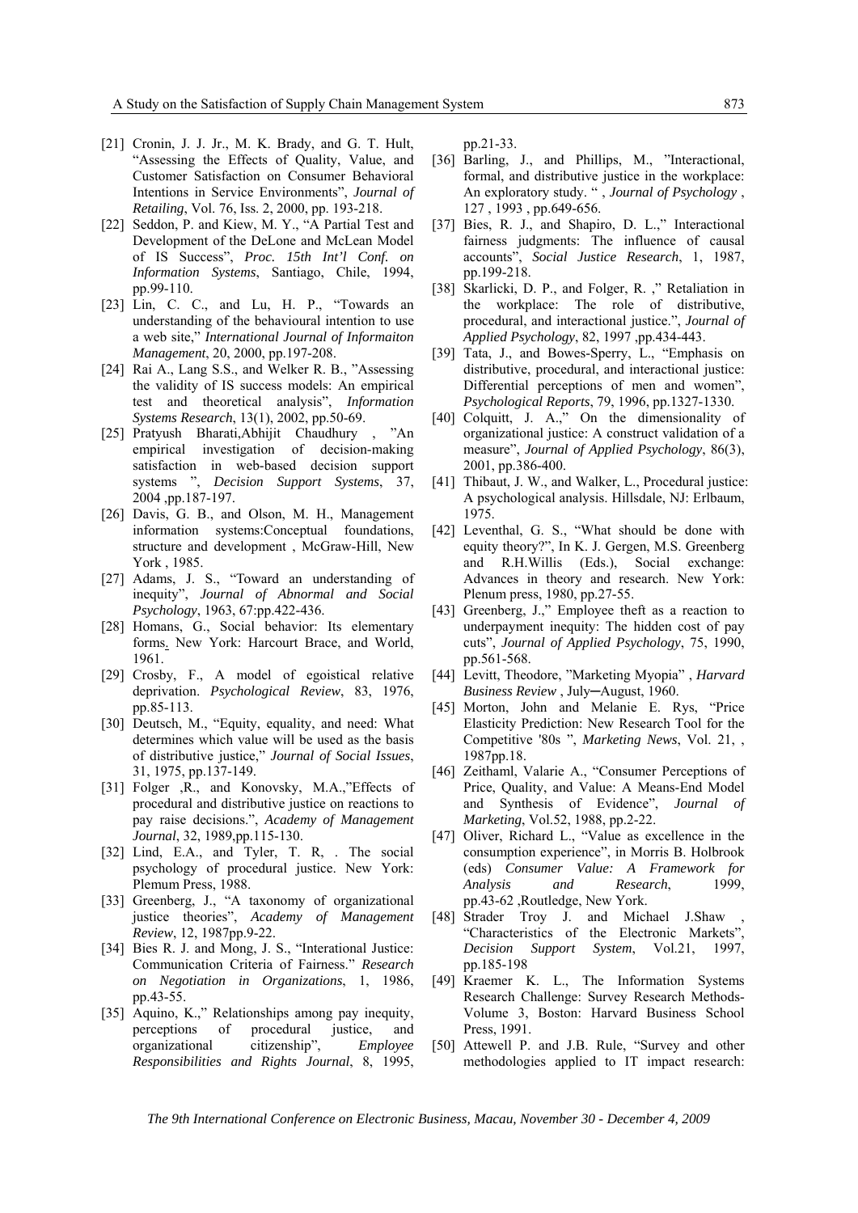[21] Cronin, J. J. Jr., M. K. Brady, and G. T. Hult, "Assessing the Effects of Quality, Value, and Customer Satisfaction on Consumer Behavioral Intentions in Service Environments", *Journal of Retailing*, Vol. 76, Iss. 2, 2000, pp. 193-218.

[22] Seddon, P. and Kiew, M. Y., "A Partial Test and Development of the DeLone and McLean Model of IS Success", *Proc. 15th Int'l Conf. on Information Systems*, Santiago, Chile, 1994, pp.99-110.

[23] Lin, C. C., and Lu, H. P., "Towards an understanding of the behavioural intention to use a web site," *International Journal of Informaiton Management*, 20, 2000, pp.197-208.

[24] Rai A., Lang S.S., and Welker R. B., "Assessing the validity of IS success models: An empirical test and theoretical analysis", *Information Systems Research*, 13(1), 2002, pp.50-69.

[25] Pratyush Bharati,Abhijit Chaudhury , "An empirical investigation of decision-making satisfaction in web-based decision support systems ", *Decision Support Systems*, 37, 2004 ,pp.187-197.

[26] Davis, G. B., and Olson, M. H., Management information systems:Conceptual foundations, structure and development , McGraw-Hill, New York , 1985.

[27] Adams, J. S., "Toward an understanding of inequity", *Journal of Abnormal and Social Psychology*, 1963, 67:pp.422-436.

[28] Homans, G., Social behavior: Its elementary forms. New York: Harcourt Brace, and World, 1961.

[29] Crosby, F., A model of egoistical relative deprivation. *Psychological Review*, 83, 1976, pp.85-113.

[30] Deutsch, M., "Equity, equality, and need: What determines which value will be used as the basis of distributive justice," *Journal of Social Issues*, 31, 1975, pp.137-149.

[31] Folger ,R., and Konovsky, M.A.,"Effects of procedural and distributive justice on reactions to pay raise decisions.", *Academy of Management Journal*, 32, 1989,pp.115-130.

[32] Lind, E.A., and Tyler, T. R, . The social psychology of procedural justice. New York: Plemum Press, 1988.

[33] Greenberg, J., "A taxonomy of organizational justice theories", *Academy of Management Review*, 12, 1987pp.9-22.

[34] Bies R. J. and Mong, J. S., "Interational Justice: Communication Criteria of Fairness." *Research on Negotiation in Organizations*, 1, 1986, pp.43-55.

[35] Aquino, K.," Relationships among pay inequity, perceptions of procedural justice, and organizational citizenship", *Employee Responsibilities and Rights Journal*, 8, 1995, pp.21-33.

[36] Barling, J., and Phillips, M., "Interactional, formal, and distributive justice in the workplace: An exploratory study. " , *Journal of Psychology* , 127 , 1993 , pp.649-656.

[37] Bies, R. J., and Shapiro, D. L.," Interactional fairness judgments: The influence of causal accounts", *Social Justice Research*, 1, 1987, pp.199-218.

[38] Skarlicki, D. P., and Folger, R. ," Retaliation in the workplace: The role of distributive, procedural, and interactional justice.", *Journal of Applied Psychology*, 82, 1997 ,pp.434-443.

[39] Tata, J., and Bowes-Sperry, L., "Emphasis on distributive, procedural, and interactional justice: Differential perceptions of men and women", *Psychological Reports*, 79, 1996, pp.1327-1330.

[40] Colquitt, J. A.," On the dimensionality of organizational justice: A construct validation of a measure", *Journal of Applied Psychology*, 86(3), 2001, pp.386-400.

[41] Thibaut, J. W., and Walker, L., Procedural justice: A psychological analysis. Hillsdale, NJ: Erlbaum, 1975.

[42] Leventhal, G. S., "What should be done with equity theory?", In K. J. Gergen, M.S. Greenberg and R.H.Willis (Eds.), Social exchange: Advances in theory and research. New York: Plenum press, 1980, pp.27-55.

[43] Greenberg, J.," Employee theft as a reaction to underpayment inequity: The hidden cost of pay cuts", *Journal of Applied Psychology*, 75, 1990, pp.561-568.

[44] Levitt, Theodore, "Marketing Myopia" , *Harvard Business Review* , July─August, 1960.

[45] Morton, John and Melanie E. Rys, "Price Elasticity Prediction: New Research Tool for the Competitive '80s ", *Marketing News*, Vol. 21, , 1987pp.18.

[46] Zeithaml, Valarie A., "Consumer Perceptions of Price, Quality, and Value: A Means-End Model and Synthesis of Evidence", *Journal of Marketing*, Vol.52, 1988, pp.2-22.

[47] Oliver, Richard L., "Value as excellence in the consumption experience", in Morris B. Holbrook (eds) *Consumer Value: A Framework for Analysis and Research*, 1999, pp.43-62 ,Routledge, New York.

[48] Strader Troy J. and Michael J.Shaw , "Characteristics of the Electronic Markets", *Decision Support System*, Vol.21, 1997, pp.185-198

[49] Kraemer K. L., The Information Systems Research Challenge: Survey Research Methods-Volume 3, Boston: Harvard Business School Press, 1991.

[50] Attewell P. and J.B. Rule, "Survey and other methodologies applied to IT impact research: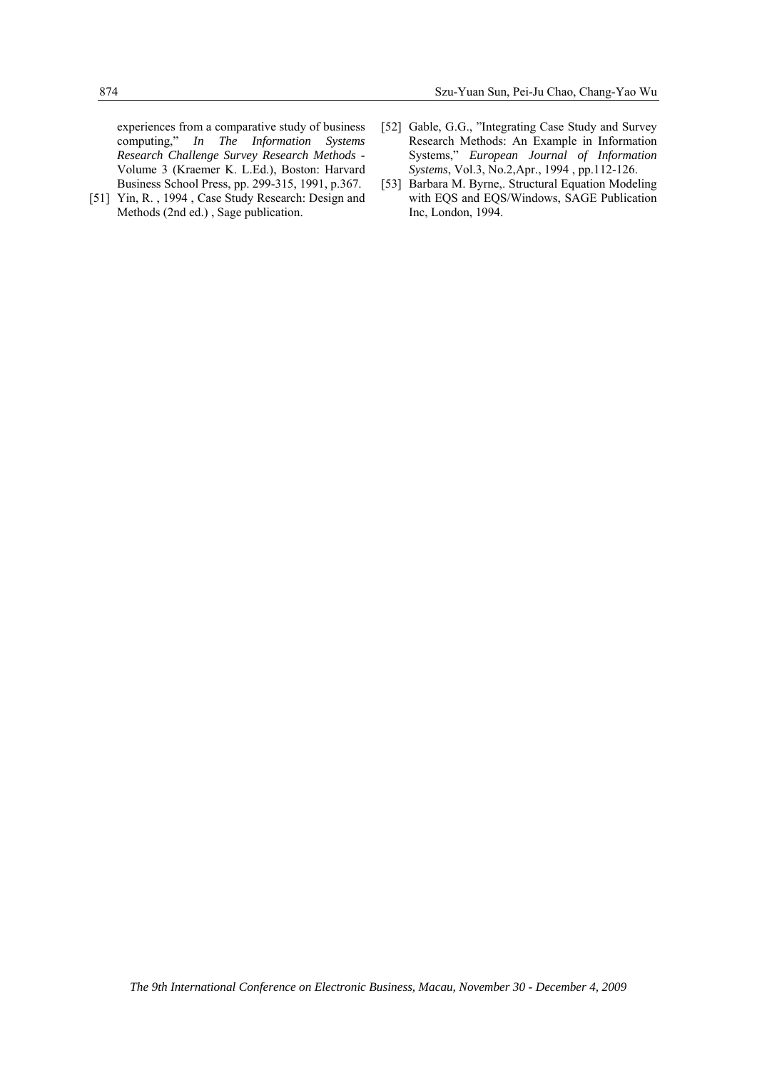experiences from a comparative study of business computing," *In The Information Systems Research Challenge Survey Research Methods -* Volume 3 (Kraemer K. L.Ed.), Boston: Harvard Business School Press, pp. 299-315, 1991, p.367.

[51] Yin, R. , 1994 , Case Study Research: Design and Methods (2nd ed.) , Sage publication.

[52] Gable, G.G., "Integrating Case Study and Survey Research Methods: An Example in Information Systems," *European Journal of Information Systems*, Vol.3, No.2,Apr., 1994 , pp.112-126.

[53] Barbara M. Byrne,. Structural Equation Modeling with EQS and EQS/Windows, SAGE Publication Inc, London, 1994.